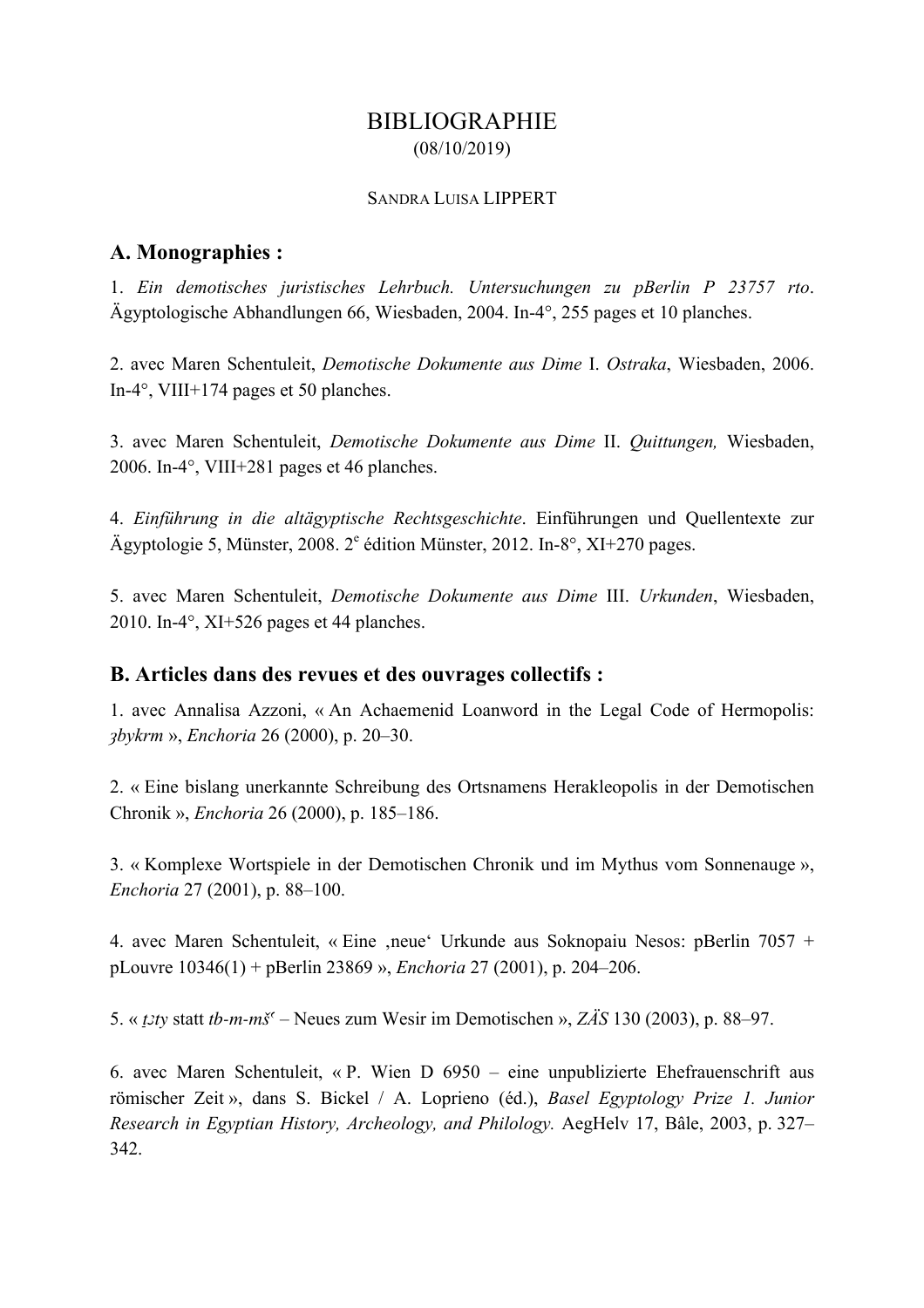# BIBLIOGRAPHIE

(08/10/2019)

SANDRA LUISA LIPPERT

## A. Monographies :

1. *Ein demotisches juristisches Lehrbuch. Untersuchungen zu pBerlin P 23757 rto*. Ägyptologische Abhandlungen 66, Wiesbaden, 2004. In-4°, 255 pages et 10 planches.

2. avec Maren Schentuleit, *Demotische Dokumente aus Dime* I. *Ostraka*, Wiesbaden, 2006. In-4°, VIII+174 pages et 50 planches.

3. avec Maren Schentuleit, *Demotische Dokumente aus Dime* II. *Quittungen,* Wiesbaden, 2006. In-4°, VIII+281 pages et 46 planches.

4. *Einführung in die altägyptische Rechtsgeschichte*. Einführungen und Quellentexte zur Ägyptologie 5, Münster, 2008. 2e édition Münster, 2012. In-8°, XI+270 pages.

5. avec Maren Schentuleit, *Demotische Dokumente aus Dime* III. *Urkunden*, Wiesbaden, 2010. In-4°, XI+526 pages et 44 planches.

## B. Articles dans des revues et des ouvrages collectifs :

1. avec Annalisa Azzoni, « An Achaemenid Loanword in the Legal Code of Hermopolis: *ȝbykrm* », *Enchoria* 26 (2000), p. 20–30.

2. « Eine bislang unerkannte Schreibung des Ortsnamens Herakleopolis in der Demotischen Chronik », *Enchoria* 26 (2000), p. 185–186.

3. « Komplexe Wortspiele in der Demotischen Chronik und im Mythus vom Sonnenauge », *Enchoria* 27 (2001), p. 88–100.

4. avec Maren Schentuleit, « Eine ‚neue' Urkunde aus Soknopaiu Nesos: pBerlin 7057 + pLouvre 10346(1) + pBerlin 23869 », *Enchoria* 27 (2001), p. 204–206.

5. « *ṯȝty* statt *tb-m-mšꜥ* – Neues zum Wesir im Demotischen », *ZÄS* 130 (2003), p. 88–97.

6. avec Maren Schentuleit, « P. Wien D 6950 – eine unpublizierte Ehefrauenschrift aus römischer Zeit », dans S. Bickel / A. Loprieno (éd.), *Basel Egyptology Prize 1. Junior Research in Egyptian History, Archeology, and Philology.* AegHelv 17, Bâle, 2003, p. 327–342.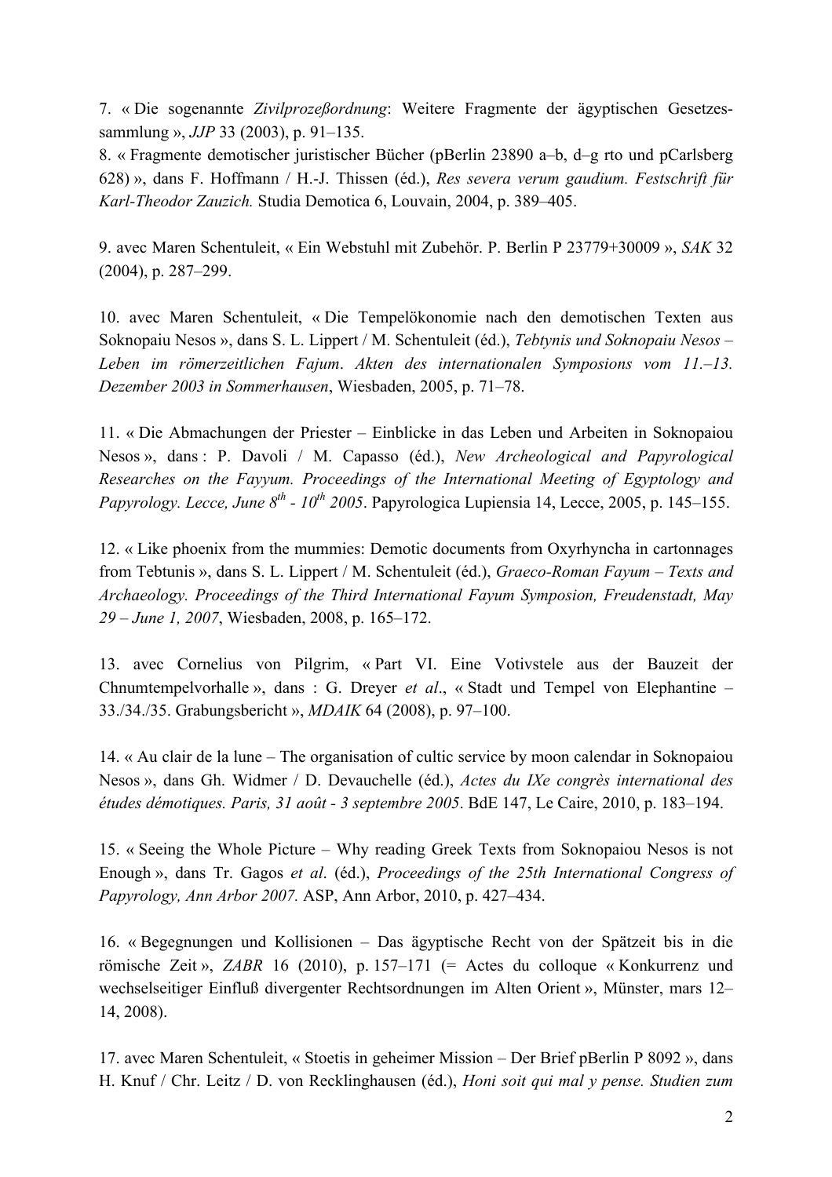7. « Die sogenannte *Zivilprozeßordnung*: Weitere Fragmente der ägyptischen Gesetzes-sammlung », *JJP* 33 (2003), p. 91–135.

8. « Fragmente demotischer juristischer Bücher (pBerlin 23890 a–b, d–g rto und pCarlsberg 628) », dans F. Hoffmann / H.-J. Thissen (éd.), *Res severa verum gaudium. Festschrift für Karl-Theodor Zauzich.* Studia Demotica 6, Louvain, 2004, p. 389–405.

9. avec Maren Schentuleit, « Ein Webstuhl mit Zubehör. P. Berlin P 23779+30009 », *SAK* 32 (2004), p. 287–299.

10. avec Maren Schentuleit, « Die Tempelökonomie nach den demotischen Texten aus Soknopaiu Nesos », dans S. L. Lippert / M. Schentuleit (éd.), *Tebtynis und Soknopaiu Nesos – Leben im römerzeitlichen Fajum*. *Akten des internationalen Symposions vom 11.–13. Dezember 2003 in Sommerhausen*, Wiesbaden, 2005, p. 71–78.

11. « Die Abmachungen der Priester – Einblicke in das Leben und Arbeiten in Soknopaiou Nesos », dans : P. Davoli / M. Capasso (éd.), *New Archeological and Papyrological Researches on the Fayyum. Proceedings of the International Meeting of Egyptology and Papyrology. Lecce, June 8th - 10th 2005*. Papyrologica Lupiensia 14, Lecce, 2005, p. 145–155.

12. « Like phoenix from the mummies: Demotic documents from Oxyrhyncha in cartonnages from Tebtunis », dans S. L. Lippert / M. Schentuleit (éd.), *Graeco-Roman Fayum – Texts and Archaeology. Proceedings of the Third International Fayum Symposion, Freudenstadt, May 29 – June 1, 2007*, Wiesbaden, 2008, p. 165–172.

13. avec Cornelius von Pilgrim, « Part VI. Eine Votivstele aus der Bauzeit der Chnumtempelvorhalle », dans : G. Dreyer *et al*., « Stadt und Tempel von Elephantine – 33./34./35. Grabungsbericht », *MDAIK* 64 (2008), p. 97–100.

14. « Au clair de la lune – The organisation of cultic service by moon calendar in Soknopaiou Nesos », dans Gh. Widmer / D. Devauchelle (éd.), *Actes du IXe congrès international des études démotiques. Paris, 31 août - 3 septembre 2005*. BdE 147, Le Caire, 2010, p. 183–194.

15. « Seeing the Whole Picture – Why reading Greek Texts from Soknopaiou Nesos is not Enough », dans Tr. Gagos *et al*. (éd.), *Proceedings of the 25th International Congress of Papyrology, Ann Arbor 2007.* ASP, Ann Arbor, 2010, p. 427–434.

16. « Begegnungen und Kollisionen – Das ägyptische Recht von der Spätzeit bis in die römische Zeit », *ZABR* 16 (2010), p. 157–171 (= Actes du colloque « Konkurrenz und wechselseitiger Einfluß divergenter Rechtsordnungen im Alten Orient », Münster, mars 12–14, 2008).

17. avec Maren Schentuleit, « Stoetis in geheimer Mission – Der Brief pBerlin P 8092 », dans H. Knuf / Chr. Leitz / D. von Recklinghausen (éd.), *Honi soit qui mal y pense. Studien zum*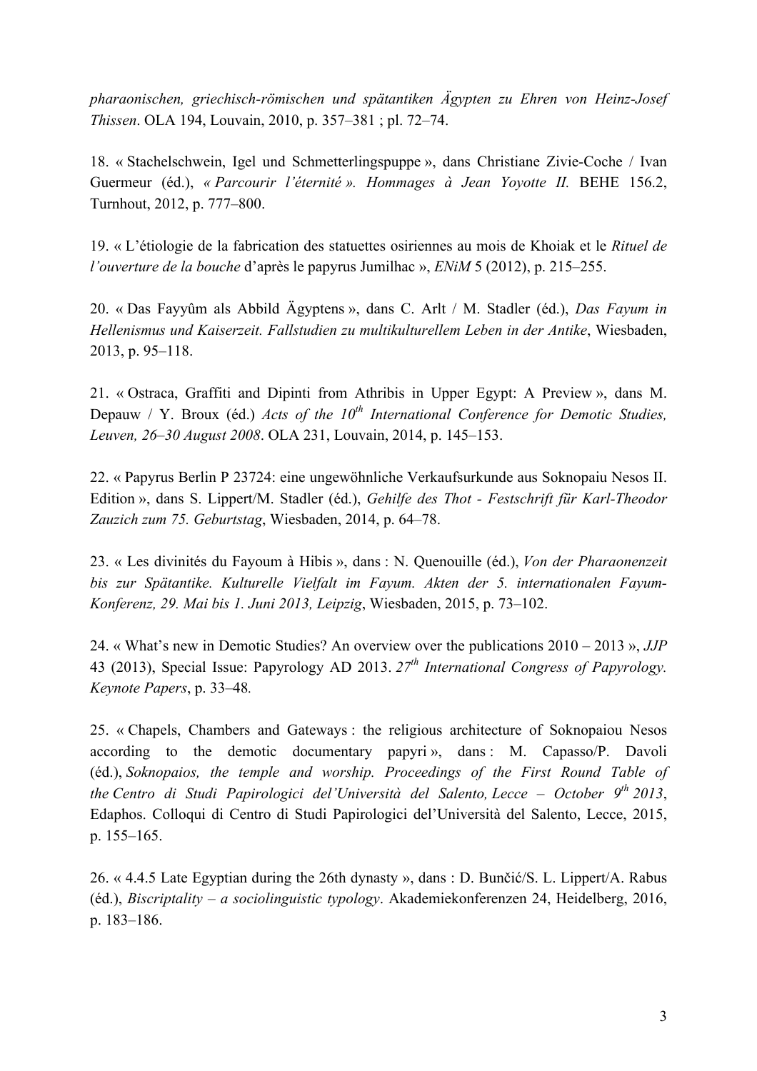*pharaonischen, griechisch-römischen und spätantiken Ägypten zu Ehren von Heinz-Josef Thissen*. OLA 194, Louvain, 2010, p. 357–381 ; pl. 72–74.

18. « Stachelschwein, Igel und Schmetterlingspuppe », dans Christiane Zivie-Coche / Ivan Guermeur (éd.), *« Parcourir l'éternité ». Hommages à Jean Yoyotte II.* BEHE 156.2, Turnhout, 2012, p. 777–800.

19. « L'étiologie de la fabrication des statuettes osiriennes au mois de Khoiak et le *Rituel de l'ouverture de la bouche* d'après le papyrus Jumilhac », *ENiM* 5 (2012), p. 215–255.

20. « Das Fayyûm als Abbild Ägyptens », dans C. Arlt / M. Stadler (éd.), *Das Fayum in Hellenismus und Kaiserzeit. Fallstudien zu multikulturellem Leben in der Antike*, Wiesbaden, 2013, p. 95–118.

21. « Ostraca, Graffiti and Dipinti from Athribis in Upper Egypt: A Preview », dans M. Depauw / Y. Broux (éd.) *Acts of the 10th International Conference for Demotic Studies, Leuven, 26–30 August 2008*. OLA 231, Louvain, 2014, p. 145–153.

22. « Papyrus Berlin P 23724: eine ungewöhnliche Verkaufsurkunde aus Soknopaiu Nesos II. Edition », dans S. Lippert/M. Stadler (éd.), *Gehilfe des Thot - Festschrift für Karl-Theodor Zauzich zum 75. Geburtstag*, Wiesbaden, 2014, p. 64–78.

23. « Les divinités du Fayoum à Hibis », dans : N. Quenouille (éd.), *Von der Pharaonenzeit bis zur Spätantike. Kulturelle Vielfalt im Fayum. Akten der 5. internationalen Fayum-Konferenz, 29. Mai bis 1. Juni 2013, Leipzig*, Wiesbaden, 2015, p. 73–102.

24. « What's new in Demotic Studies? An overview over the publications 2010 – 2013 », *JJP* 43 (2013), Special Issue: Papyrology AD 2013. *27th International Congress of Papyrology. Keynote Papers*, p. 33–48.

25. « Chapels, Chambers and Gateways : the religious architecture of Soknopaiou Nesos according to the demotic documentary papyri », dans : M. Capasso/P. Davoli (éd.), *Soknopaios, the temple and worship. Proceedings of the First Round Table of the Centro di Studi Papirologici del'Università del Salento, Lecce – October 9th 2013*, Edaphos. Colloqui di Centro di Studi Papirologici del'Università del Salento, Lecce, 2015, p. 155–165.

26. « 4.4.5 Late Egyptian during the 26th dynasty », dans : D. Bunčić/S. L. Lippert/A. Rabus (éd.), *Biscriptality – a sociolinguistic typology*. Akademiekonferenzen 24, Heidelberg, 2016, p. 183–186.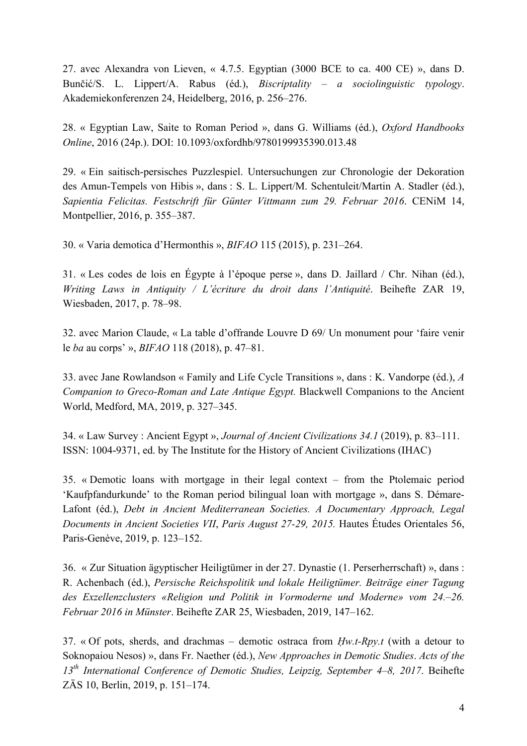27. avec Alexandra von Lieven, « 4.7.5. Egyptian (3000 BCE to ca. 400 CE) », dans D. Bunčić/S. L. Lippert/A. Rabus (éd.), *Biscriptality – a sociolinguistic typology*. Akademiekonferenzen 24, Heidelberg, 2016, p. 256–276.

28. « Egyptian Law, Saite to Roman Period », dans G. Williams (éd.), *Oxford Handbooks Online*, 2016 (24p.). DOI: 10.1093/oxfordhb/9780199935390.013.48

29. « Ein saitisch-persisches Puzzlespiel. Untersuchungen zur Chronologie der Dekoration des Amun-Tempels von Hibis », dans : S. L. Lippert/M. Schentuleit/Martin A. Stadler (éd.), *Sapientia Felicitas. Festschrift für Günter Vittmann zum 29. Februar 2016*. CENiM 14, Montpellier, 2016, p. 355–387.

30. « Varia demotica d'Hermonthis », *BIFAO* 115 (2015), p. 231–264.

31. « Les codes de lois en Égypte à l'époque perse », dans D. Jaillard / Chr. Nihan (éd.), *Writing Laws in Antiquity / L'écriture du droit dans l'Antiquité*. Beihefte ZAR 19, Wiesbaden, 2017, p. 78–98.

32. avec Marion Claude, « La table d'offrande Louvre D 69/ Un monument pour 'faire venir le *ba* au corps' », *BIFAO* 118 (2018), p. 47–81.

33. avec Jane Rowlandson « Family and Life Cycle Transitions », dans : K. Vandorpe (éd.), *A Companion to Greco-Roman and Late Antique Egypt.* Blackwell Companions to the Ancient World, Medford, MA, 2019, p. 327–345.

34. « Law Survey : Ancient Egypt », *Journal of Ancient Civilizations 34.1* (2019), p. 83–111. ISSN: 1004-9371, ed. by The Institute for the History of Ancient Civilizations (IHAC)

35. « Demotic loans with mortgage in their legal context – from the Ptolemaic period 'Kaufpfandurkunde' to the Roman period bilingual loan with mortgage », dans S. Démare-Lafont (éd.), *Debt in Ancient Mediterranean Societies. A Documentary Approach, Legal Documents in Ancient Societies VII*, *Paris August 27-29, 2015.* Hautes Études Orientales 56, Paris-Genève, 2019, p. 123–152.

36. « Zur Situation ägyptischer Heiligtümer in der 27. Dynastie (1. Perserherrschaft) », dans : R. Achenbach (éd.), *Persische Reichspolitik und lokale Heiligtümer. Beiträge einer Tagung des Exzellenzclusters «Religion und Politik in Vormoderne und Moderne» vom 24.–26. Februar 2016 in Münster*. Beihefte ZAR 25, Wiesbaden, 2019, 147–162.

37. « Of pots, sherds, and drachmas – demotic ostraca from *Ḥw.t-Rpy.t* (with a detour to Soknopaiou Nesos) », dans Fr. Naether (éd.), *New Approaches in Demotic Studies*. *Acts of the 13th International Conference of Demotic Studies, Leipzig, September 4–8, 2017*. Beihefte ZÄS 10, Berlin, 2019, p. 151–174.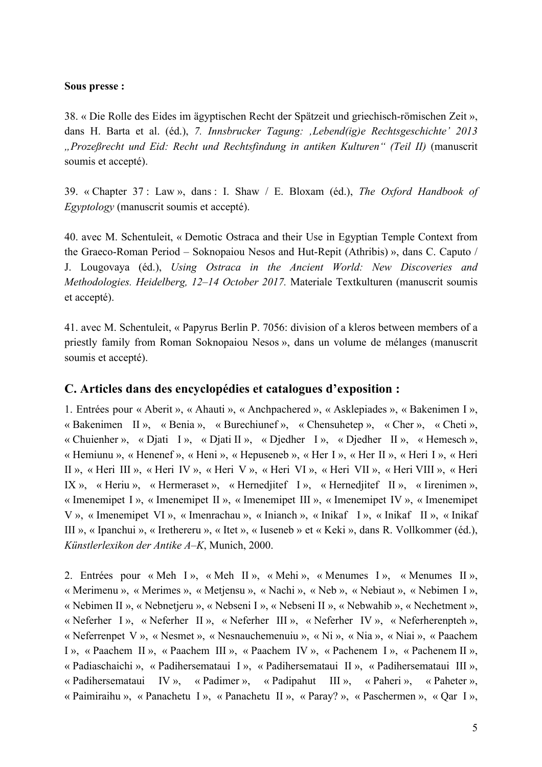**Sous presse :**

38. « Die Rolle des Eides im ägyptischen Recht der Spätzeit und griechisch-römischen Zeit », dans H. Barta et al. (éd.), *7. Innsbrucker Tagung: ‚Lebend(ig)e Rechtsgeschichte' 2013 „Prozeßrecht und Eid: Recht und Rechtsfindung in antiken Kulturen" (Teil II)* (manuscrit soumis et accepté).

39. « Chapter 37 : Law », dans : I. Shaw / E. Bloxam (éd.), *The Oxford Handbook of Egyptology* (manuscrit soumis et accepté).

40. avec M. Schentuleit, « Demotic Ostraca and their Use in Egyptian Temple Context from the Graeco-Roman Period – Soknopaiou Nesos and Hut-Repit (Athribis) », dans C. Caputo / J. Lougovaya (éd.), *Using Ostraca in the Ancient World: New Discoveries and Methodologies. Heidelberg, 12–14 October 2017.* Materiale Textkulturen (manuscrit soumis et accepté).

41. avec M. Schentuleit, « Papyrus Berlin P. 7056: division of a kleros between members of a priestly family from Roman Soknopaiou Nesos », dans un volume de mélanges (manuscrit soumis et accepté).

## C. Articles dans des encyclopédies et catalogues d'exposition :

1. Entrées pour « Aberit », « Ahauti », « Anchpachered », « Asklepiades », « Bakenimen I », « Bakenimen II », « Benia », « Burechiunef », « Chensuhetep », « Cher », « Cheti », « Chuienher », « Djati I », « Djati II », « Djedher I », « Djedher II », « Hemesch », « Hemiunu », « Henenef », « Heni », « Hepuseneb », « Her I », « Her II », « Heri I », « Heri II », « Heri III », « Heri IV », « Heri V », « Heri VI », « Heri VII », « Heri VIII », « Heri IX », « Heriu », « Hermeraset », « Hernedjitef I », « Hernedjitef II », « Iirenimen », « Imenemipet I », « Imenemipet II », « Imenemipet III », « Imenemipet IV », « Imenemipet V », « Imenemipet VI », « Imenrachau », « Inianch », « Inikaf I », « Inikaf II », « Inikaf III », « Ipanchui », « Irethereru », « Itet », « Iuseneb » et « Keki », dans R. Vollkommer (éd.), *Künstlerlexikon der Antike A–K*, Munich, 2000.

2. Entrées pour « Meh I », « Meh II », « Mehi », « Menumes I », « Menumes II », « Merimenu », « Merimes », « Metjensu », « Nachi », « Neb », « Nebiaut », « Nebimen I », « Nebimen II », « Nebnetjeru », « Nebseni I », « Nebseni II », « Nebwahib », « Nechetment », « Neferher I », « Neferher II », « Neferher III », « Neferher IV », « Neferherenpteh », « Neferrenpet V », « Nesmet », « Nesnauchemenuiu », « Ni », « Nia », « Niai », « Paachem I », « Paachem II », « Paachem III », « Paachem IV », « Pachenem I », « Pachenem II », « Padiaschaichi », « Padihersemataui I », « Padihersemataui II », « Padihersemataui III », « Padihersemataui IV », « Padimer », « Padipahut III », « Paheri », « Paheter », « Paimiraihu », « Panachetu I », « Panachetu II », « Paray? », « Paschermen », « Qar I »,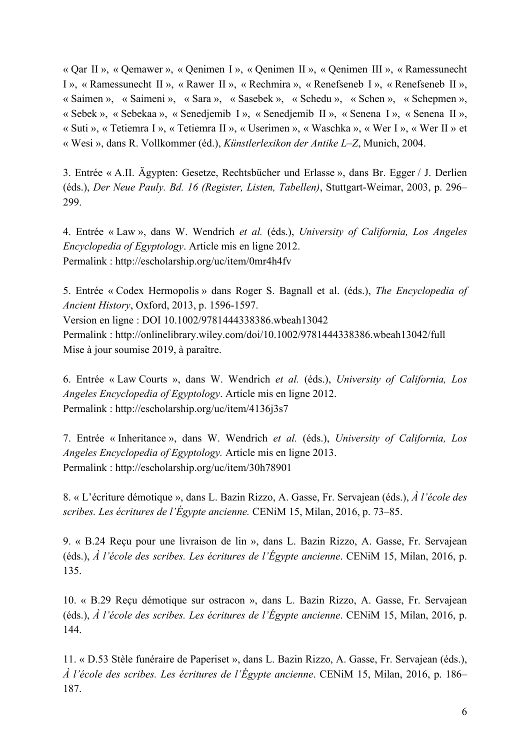« Qar II », « Qemawer », « Qenimen I », « Qenimen II », « Qenimen III », « Ramessunecht I », « Ramessunecht II », « Rawer II », « Rechmira », « Renefseneb I », « Renefseneb II », « Saimen », « Saimeni », « Sara », « Sasebek », « Schedu », « Schen », « Schepmen », « Sebek », « Sebekaa », « Senedjemib I », « Senedjemib II », « Senena I », « Senena II », « Suti », « Tetiemra I », « Tetiemra II », « Userimen », « Waschka », « Wer I », « Wer II » et « Wesi », dans R. Vollkommer (éd.), *Künstlerlexikon der Antike L–Z*, Munich, 2004.

3. Entrée « A.II. Ägypten: Gesetze, Rechtsbücher und Erlasse », dans Br. Egger / J. Derlien (éds.), *Der Neue Pauly. Bd. 16 (Register, Listen, Tabellen)*, Stuttgart-Weimar, 2003, p. 296–299.

4. Entrée « Law », dans W. Wendrich *et al.* (éds.), *University of California, Los Angeles Encyclopedia of Egyptology*. Article mis en ligne 2012.
Permalink : http://escholarship.org/uc/item/0mr4h4fv

5. Entrée « Codex Hermopolis » dans Roger S. Bagnall et al. (éds.), *The Encyclopedia of Ancient History*, Oxford, 2013, p. 1596-1597.
Version en ligne : DOI 10.1002/9781444338386.wbeah13042
Permalink : http://onlinelibrary.wiley.com/doi/10.1002/9781444338386.wbeah13042/full
Mise à jour soumise 2019, à paraître.

6. Entrée « Law Courts », dans W. Wendrich *et al.* (éds.), *University of California, Los Angeles Encyclopedia of Egyptology*. Article mis en ligne 2012.
Permalink : http://escholarship.org/uc/item/4136j3s7

7. Entrée « Inheritance », dans W. Wendrich *et al.* (éds.), *University of California, Los Angeles Encyclopedia of Egyptology.* Article mis en ligne 2013.
Permalink : http://escholarship.org/uc/item/30h78901

8. « L'écriture démotique », dans L. Bazin Rizzo, A. Gasse, Fr. Servajean (éds.), *À l'école des scribes. Les écritures de l'Égypte ancienne.* CENiM 15, Milan, 2016, p. 73–85.

9. « B.24 Reçu pour une livraison de lin », dans L. Bazin Rizzo, A. Gasse, Fr. Servajean (éds.), *À l'école des scribes. Les écritures de l'Égypte ancienne*. CENiM 15, Milan, 2016, p. 135.

10. « B.29 Reçu démotique sur ostracon », dans L. Bazin Rizzo, A. Gasse, Fr. Servajean (éds.), *À l'école des scribes. Les écritures de l'Égypte ancienne*. CENiM 15, Milan, 2016, p. 144.

11. « D.53 Stèle funéraire de Paperiset », dans L. Bazin Rizzo, A. Gasse, Fr. Servajean (éds.), *À l'école des scribes. Les écritures de l'Égypte ancienne*. CENiM 15, Milan, 2016, p. 186–187.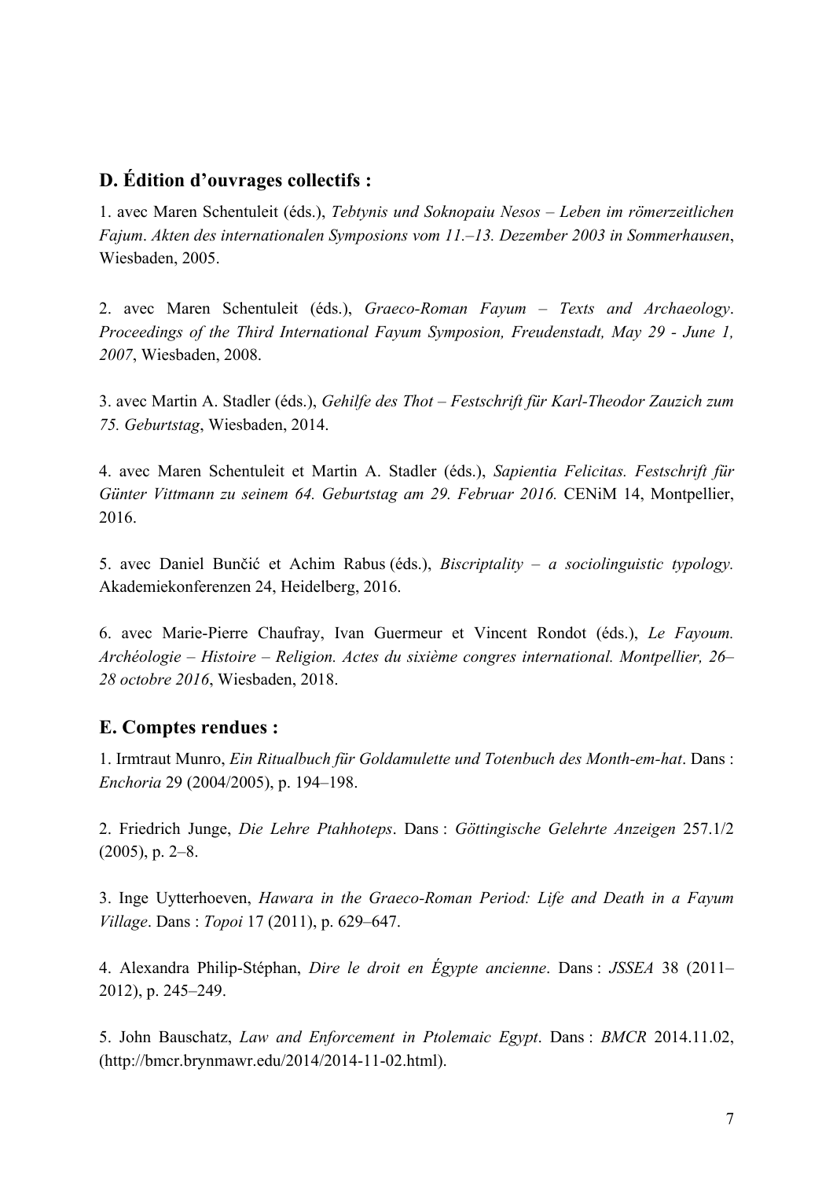## D. Édition d'ouvrages collectifs :

1. avec Maren Schentuleit (éds.), *Tebtynis und Soknopaiu Nesos – Leben im römerzeitlichen Fajum*. *Akten des internationalen Symposions vom 11.–13. Dezember 2003 in Sommerhausen*, Wiesbaden, 2005.

2. avec Maren Schentuleit (éds.), *Graeco-Roman Fayum – Texts and Archaeology*. *Proceedings of the Third International Fayum Symposion, Freudenstadt, May 29 - June 1, 2007*, Wiesbaden, 2008.

3. avec Martin A. Stadler (éds.), *Gehilfe des Thot – Festschrift für Karl-Theodor Zauzich zum 75. Geburtstag*, Wiesbaden, 2014.

4. avec Maren Schentuleit et Martin A. Stadler (éds.), *Sapientia Felicitas. Festschrift für Günter Vittmann zu seinem 64. Geburtstag am 29. Februar 2016.* CENiM 14, Montpellier, 2016.

5. avec Daniel Bunčić et Achim Rabus (éds.), *Biscriptality – a sociolinguistic typology.* Akademiekonferenzen 24, Heidelberg, 2016.

6. avec Marie-Pierre Chaufray, Ivan Guermeur et Vincent Rondot (éds.), *Le Fayoum. Archéologie – Histoire – Religion. Actes du sixième congres international. Montpellier, 26–28 octobre 2016*, Wiesbaden, 2018.

## E. Comptes rendues :

1. Irmtraut Munro, *Ein Ritualbuch für Goldamulette und Totenbuch des Month-em-hat*. Dans : *Enchoria* 29 (2004/2005), p. 194–198.

2. Friedrich Junge, *Die Lehre Ptahhoteps*. Dans : *Göttingische Gelehrte Anzeigen* 257.1/2 (2005), p. 2–8.

3. Inge Uytterhoeven, *Hawara in the Graeco-Roman Period: Life and Death in a Fayum Village*. Dans : *Topoi* 17 (2011), p. 629–647.

4. Alexandra Philip-Stéphan, *Dire le droit en Égypte ancienne*. Dans : *JSSEA* 38 (2011–2012), p. 245–249.

5. John Bauschatz, *Law and Enforcement in Ptolemaic Egypt*. Dans : *BMCR* 2014.11.02, (http://bmcr.brynmawr.edu/2014/2014-11-02.html).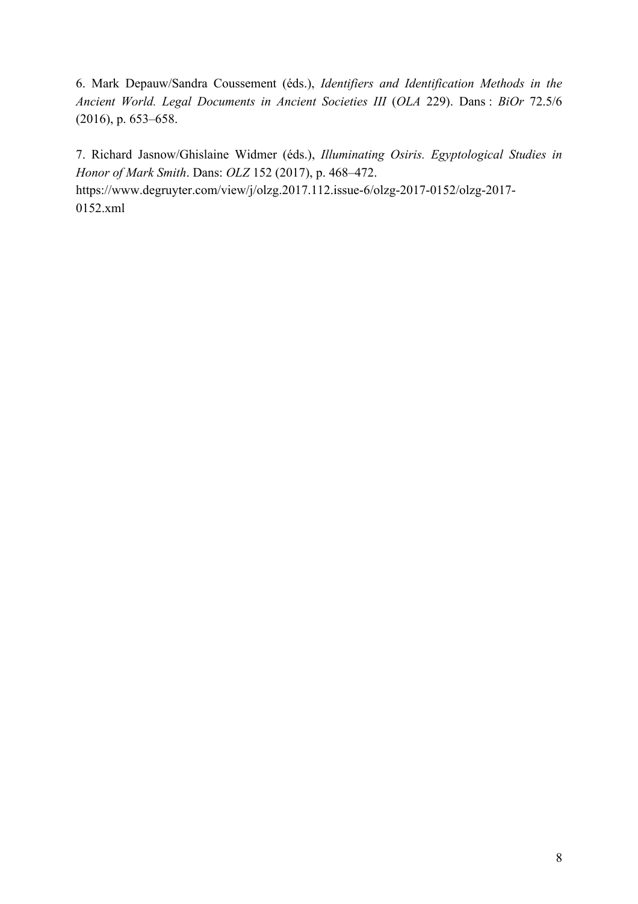6. Mark Depauw/Sandra Coussement (éds.), *Identifiers and Identification Methods in the Ancient World. Legal Documents in Ancient Societies III* (*OLA* 229). Dans : *BiOr* 72.5/6 (2016), p. 653–658.

7. Richard Jasnow/Ghislaine Widmer (éds.), *Illuminating Osiris. Egyptological Studies in Honor of Mark Smith*. Dans: *OLZ* 152 (2017), p. 468–472.
https://www.degruyter.com/view/j/olzg.2017.112.issue-6/olzg-2017-0152/olzg-2017-0152.xml